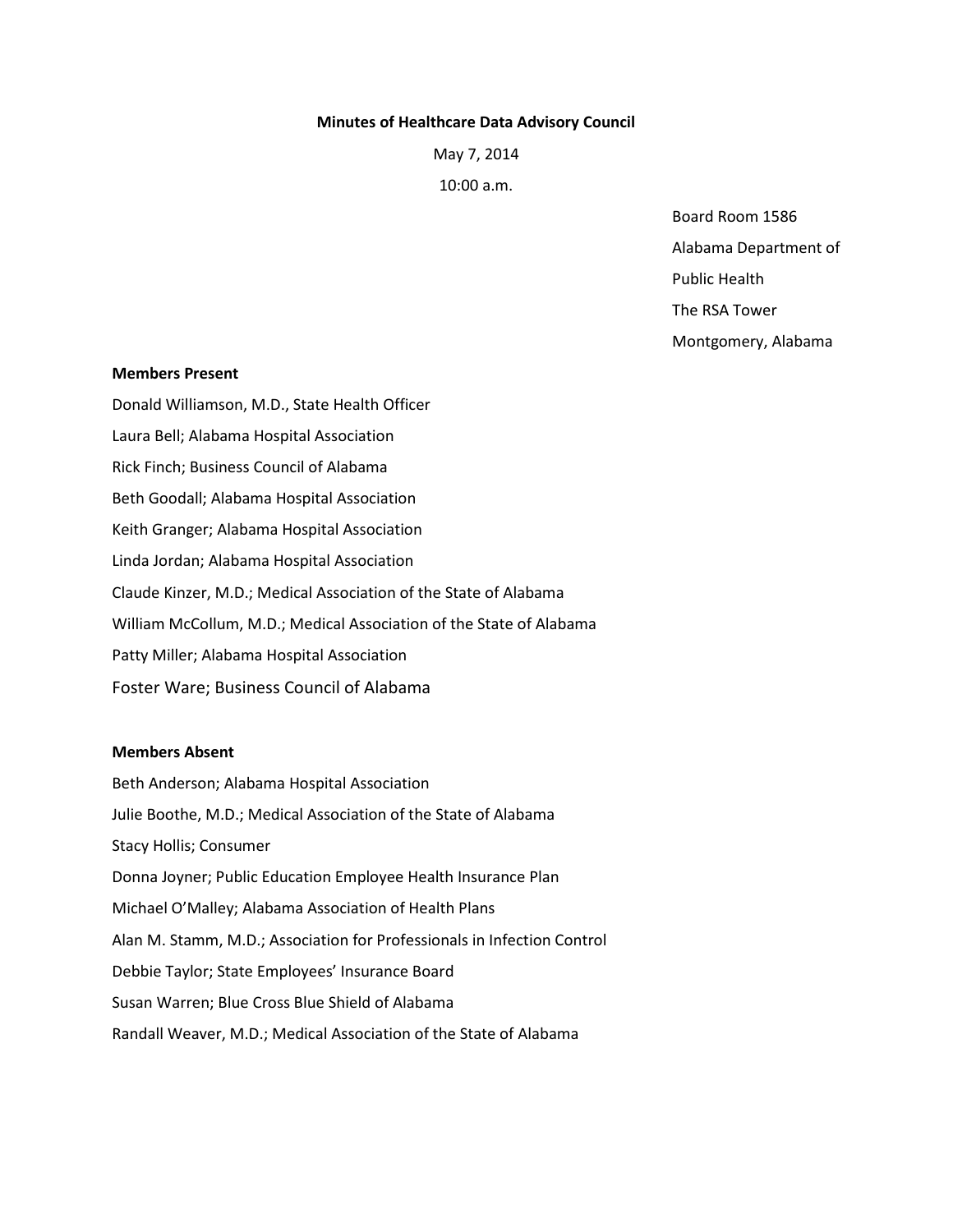# Minutes of Healthcare Data Advisory Council

May 7, 2014

10:00 a.m.

Board Room 1586
Alabama Department of
Public Health
The RSA Tower
Montgomery, Alabama

**Members Present**

Donald Williamson, M.D., State Health Officer
Laura Bell; Alabama Hospital Association
Rick Finch; Business Council of Alabama
Beth Goodall; Alabama Hospital Association
Keith Granger; Alabama Hospital Association
Linda Jordan; Alabama Hospital Association
Claude Kinzer, M.D.; Medical Association of the State of Alabama
William McCollum, M.D.; Medical Association of the State of Alabama
Patty Miller; Alabama Hospital Association
Foster Ware; Business Council of Alabama

**Members Absent**

Beth Anderson; Alabama Hospital Association
Julie Boothe, M.D.; Medical Association of the State of Alabama
Stacy Hollis; Consumer
Donna Joyner; Public Education Employee Health Insurance Plan
Michael O'Malley; Alabama Association of Health Plans
Alan M. Stamm, M.D.; Association for Professionals in Infection Control
Debbie Taylor; State Employees' Insurance Board
Susan Warren; Blue Cross Blue Shield of Alabama
Randall Weaver, M.D.; Medical Association of the State of Alabama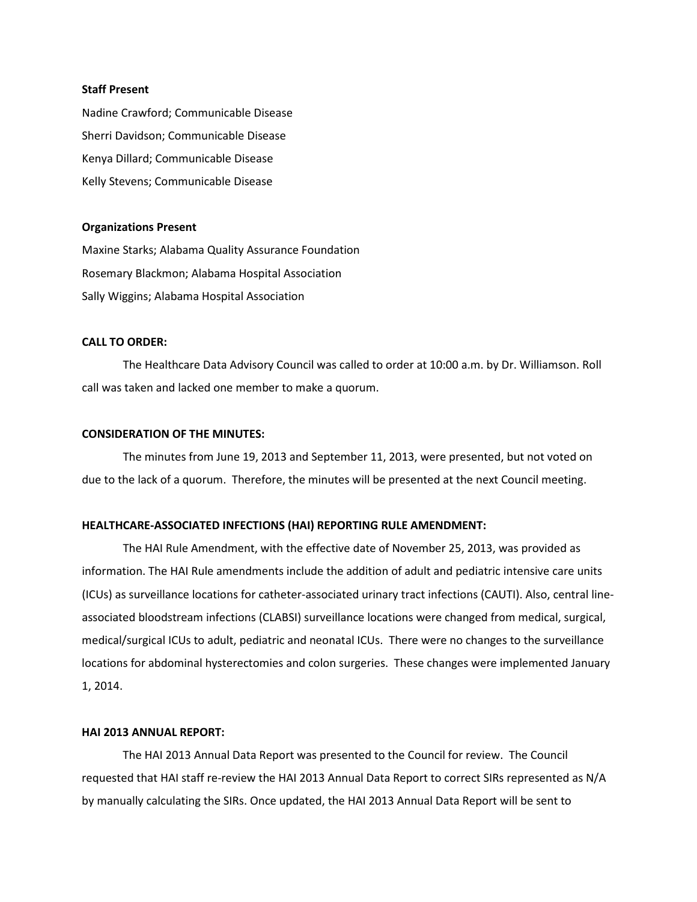**Staff Present**

Nadine Crawford; Communicable Disease

Sherri Davidson; Communicable Disease

Kenya Dillard; Communicable Disease

Kelly Stevens; Communicable Disease

**Organizations Present**

Maxine Starks; Alabama Quality Assurance Foundation

Rosemary Blackmon; Alabama Hospital Association

Sally Wiggins; Alabama Hospital Association

**CALL TO ORDER:**

The Healthcare Data Advisory Council was called to order at 10:00 a.m. by Dr. Williamson. Roll call was taken and lacked one member to make a quorum.

**CONSIDERATION OF THE MINUTES:**

The minutes from June 19, 2013 and September 11, 2013, were presented, but not voted on due to the lack of a quorum. Therefore, the minutes will be presented at the next Council meeting.

**HEALTHCARE-ASSOCIATED INFECTIONS (HAI) REPORTING RULE AMENDMENT:**

The HAI Rule Amendment, with the effective date of November 25, 2013, was provided as information. The HAI Rule amendments include the addition of adult and pediatric intensive care units (ICUs) as surveillance locations for catheter-associated urinary tract infections (CAUTI). Also, central line-associated bloodstream infections (CLABSI) surveillance locations were changed from medical, surgical, medical/surgical ICUs to adult, pediatric and neonatal ICUs. There were no changes to the surveillance locations for abdominal hysterectomies and colon surgeries. These changes were implemented January 1, 2014.

**HAI 2013 ANNUAL REPORT:**

The HAI 2013 Annual Data Report was presented to the Council for review. The Council requested that HAI staff re-review the HAI 2013 Annual Data Report to correct SIRs represented as N/A by manually calculating the SIRs. Once updated, the HAI 2013 Annual Data Report will be sent to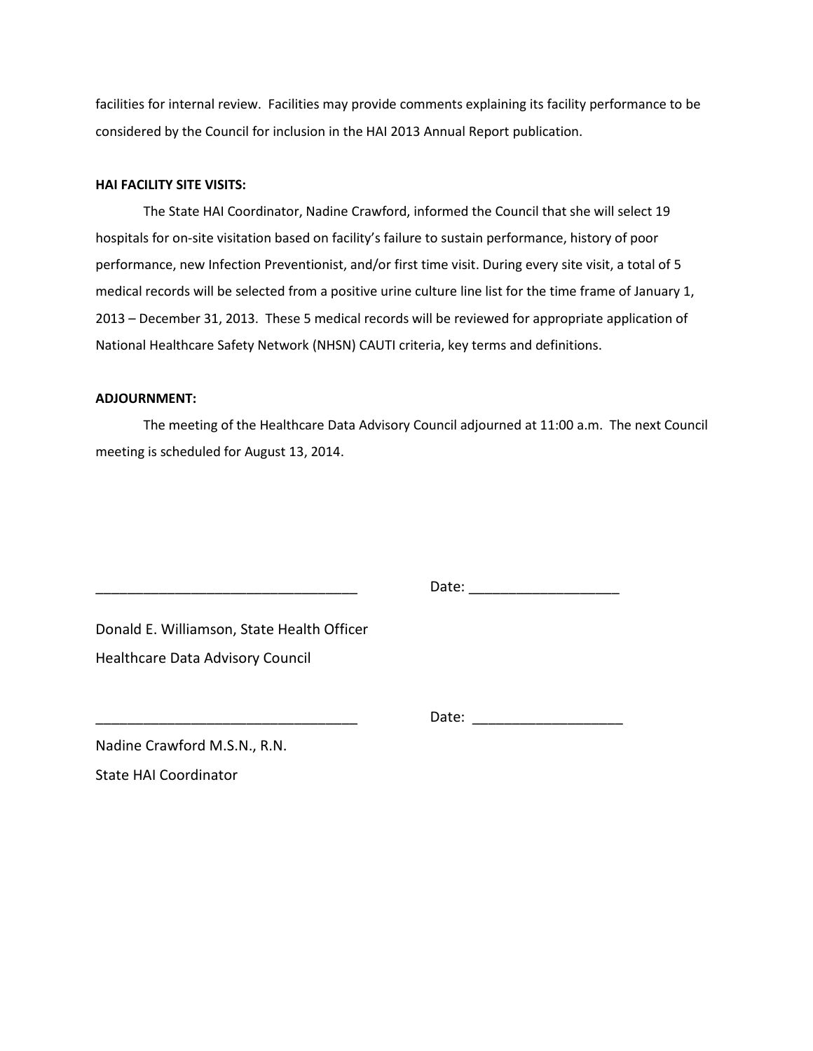facilities for internal review. Facilities may provide comments explaining its facility performance to be considered by the Council for inclusion in the HAI 2013 Annual Report publication.

**HAI FACILITY SITE VISITS:**

The State HAI Coordinator, Nadine Crawford, informed the Council that she will select 19 hospitals for on-site visitation based on facility's failure to sustain performance, history of poor performance, new Infection Preventionist, and/or first time visit. During every site visit, a total of 5 medical records will be selected from a positive urine culture line list for the time frame of January 1, 2013 – December 31, 2013. These 5 medical records will be reviewed for appropriate application of National Healthcare Safety Network (NHSN) CAUTI criteria, key terms and definitions.

**ADJOURNMENT:**

The meeting of the Healthcare Data Advisory Council adjourned at 11:00 a.m. The next Council meeting is scheduled for August 13, 2014.

_________________________________ Date: ___________________

Donald E. Williamson, State Health Officer
Healthcare Data Advisory Council

_________________________________ Date: ___________________

Nadine Crawford M.S.N., R.N.
State HAI Coordinator